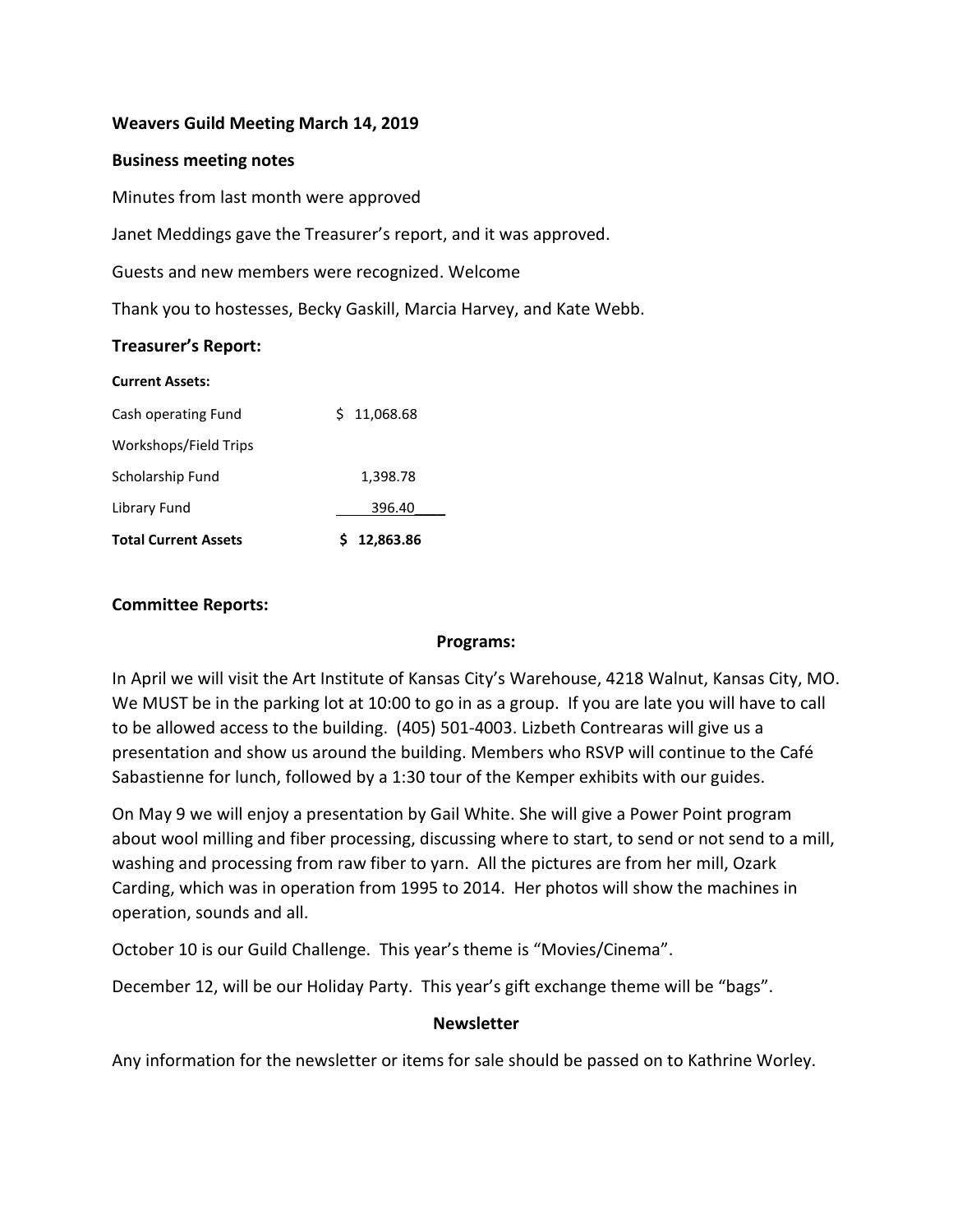**Weavers Guild Meeting March 14, 2019**

**Business meeting notes**

Minutes from last month were approved

Janet Meddings gave the Treasurer's report, and it was approved.

Guests and new members were recognized. Welcome

Thank you to hostesses, Becky Gaskill, Marcia Harvey, and Kate Webb.

**Treasurer's Report:**

**Current Assets:**

| | |
|---|---|
| Cash operating Fund | $ 11,068.68 |
| Workshops/Field Trips | |
| Scholarship Fund | 1,398.78 |
| Library Fund | 396.40 |
| **Total Current Assets** | **$ 12,863.86** |

**Committee Reports:**

**Programs:**

In April we will visit the Art Institute of Kansas City's Warehouse, 4218 Walnut, Kansas City, MO. We MUST be in the parking lot at 10:00 to go in as a group. If you are late you will have to call to be allowed access to the building. (405) 501-4003. Lizbeth Contrearas will give us a presentation and show us around the building. Members who RSVP will continue to the Café Sabastienne for lunch, followed by a 1:30 tour of the Kemper exhibits with our guides.

On May 9 we will enjoy a presentation by Gail White. She will give a Power Point program about wool milling and fiber processing, discussing where to start, to send or not send to a mill, washing and processing from raw fiber to yarn. All the pictures are from her mill, Ozark Carding, which was in operation from 1995 to 2014. Her photos will show the machines in operation, sounds and all.

October 10 is our Guild Challenge. This year's theme is "Movies/Cinema".

December 12, will be our Holiday Party. This year's gift exchange theme will be "bags".

**Newsletter**

Any information for the newsletter or items for sale should be passed on to Kathrine Worley.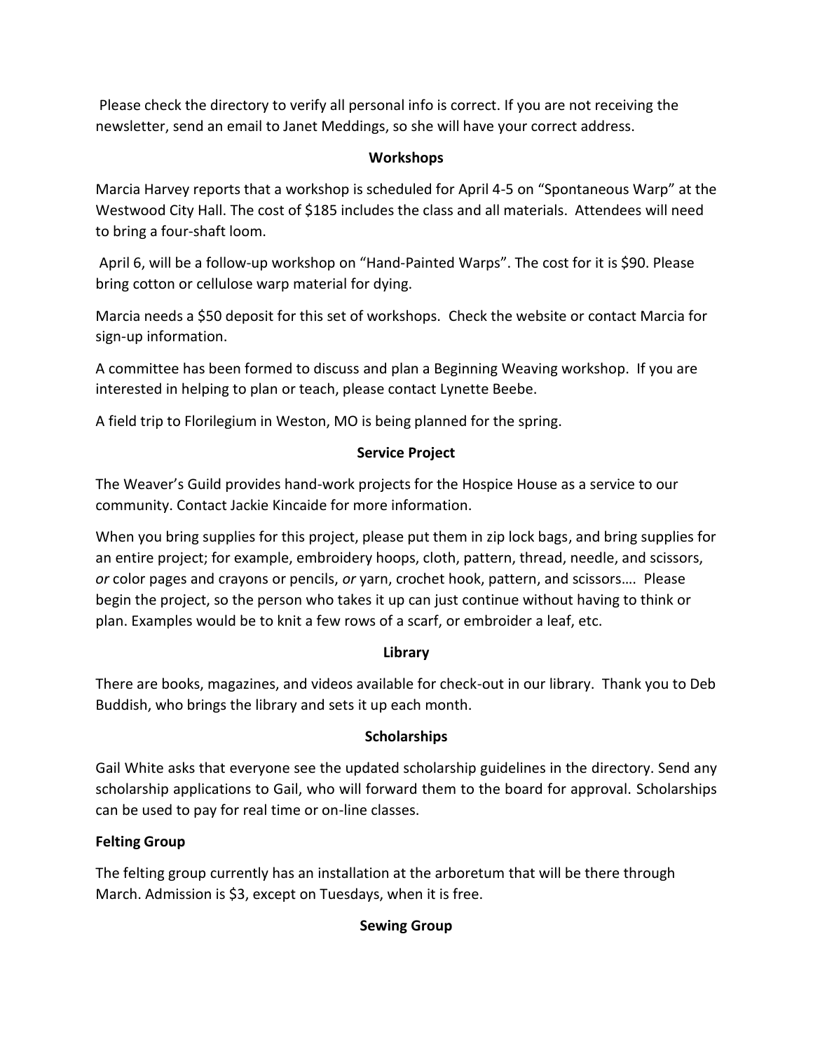Please check the directory to verify all personal info is correct. If you are not receiving the newsletter, send an email to Janet Meddings, so she will have your correct address.

## Workshops

Marcia Harvey reports that a workshop is scheduled for April 4-5 on “Spontaneous Warp” at the Westwood City Hall. The cost of $185 includes the class and all materials. Attendees will need to bring a four-shaft loom.

April 6, will be a follow-up workshop on “Hand-Painted Warps”. The cost for it is $90. Please bring cotton or cellulose warp material for dying.

Marcia needs a $50 deposit for this set of workshops. Check the website or contact Marcia for sign-up information.

A committee has been formed to discuss and plan a Beginning Weaving workshop. If you are interested in helping to plan or teach, please contact Lynette Beebe.

A field trip to Florilegium in Weston, MO is being planned for the spring.

## Service Project

The Weaver’s Guild provides hand-work projects for the Hospice House as a service to our community. Contact Jackie Kincaide for more information.

When you bring supplies for this project, please put them in zip lock bags, and bring supplies for an entire project; for example, embroidery hoops, cloth, pattern, thread, needle, and scissors, *or* color pages and crayons or pencils, *or* yarn, crochet hook, pattern, and scissors…. Please begin the project, so the person who takes it up can just continue without having to think or plan. Examples would be to knit a few rows of a scarf, or embroider a leaf, etc.

## Library

There are books, magazines, and videos available for check-out in our library. Thank you to Deb Buddish, who brings the library and sets it up each month.

## Scholarships

Gail White asks that everyone see the updated scholarship guidelines in the directory. Send any scholarship applications to Gail, who will forward them to the board for approval. Scholarships can be used to pay for real time or on-line classes.

## Felting Group

The felting group currently has an installation at the arboretum that will be there through March. Admission is $3, except on Tuesdays, when it is free.

## Sewing Group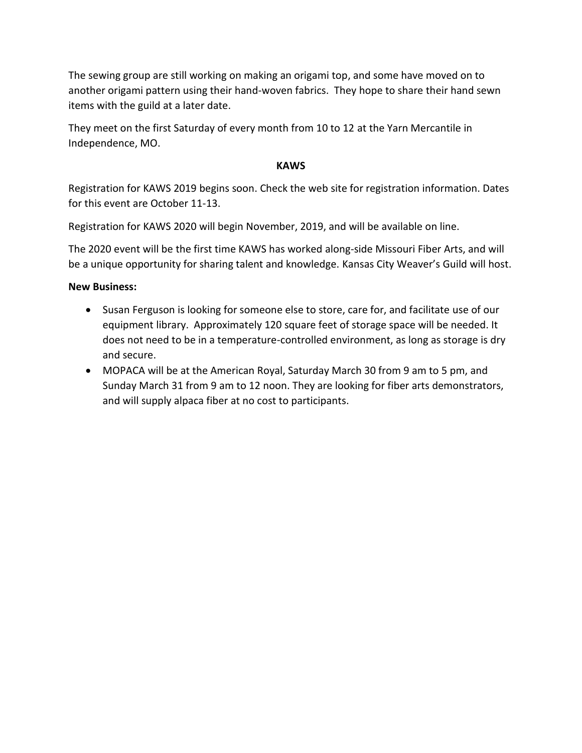The sewing group are still working on making an origami top, and some have moved on to another origami pattern using their hand-woven fabrics. They hope to share their hand sewn items with the guild at a later date.

They meet on the first Saturday of every month from 10 to 12 at the Yarn Mercantile in Independence, MO.

**KAWS**

Registration for KAWS 2019 begins soon. Check the web site for registration information. Dates for this event are October 11-13.

Registration for KAWS 2020 will begin November, 2019, and will be available on line.

The 2020 event will be the first time KAWS has worked along-side Missouri Fiber Arts, and will be a unique opportunity for sharing talent and knowledge. Kansas City Weaver's Guild will host.

**New Business:**

- Susan Ferguson is looking for someone else to store, care for, and facilitate use of our equipment library. Approximately 120 square feet of storage space will be needed. It does not need to be in a temperature-controlled environment, as long as storage is dry and secure.
- MOPACA will be at the American Royal, Saturday March 30 from 9 am to 5 pm, and Sunday March 31 from 9 am to 12 noon. They are looking for fiber arts demonstrators, and will supply alpaca fiber at no cost to participants.